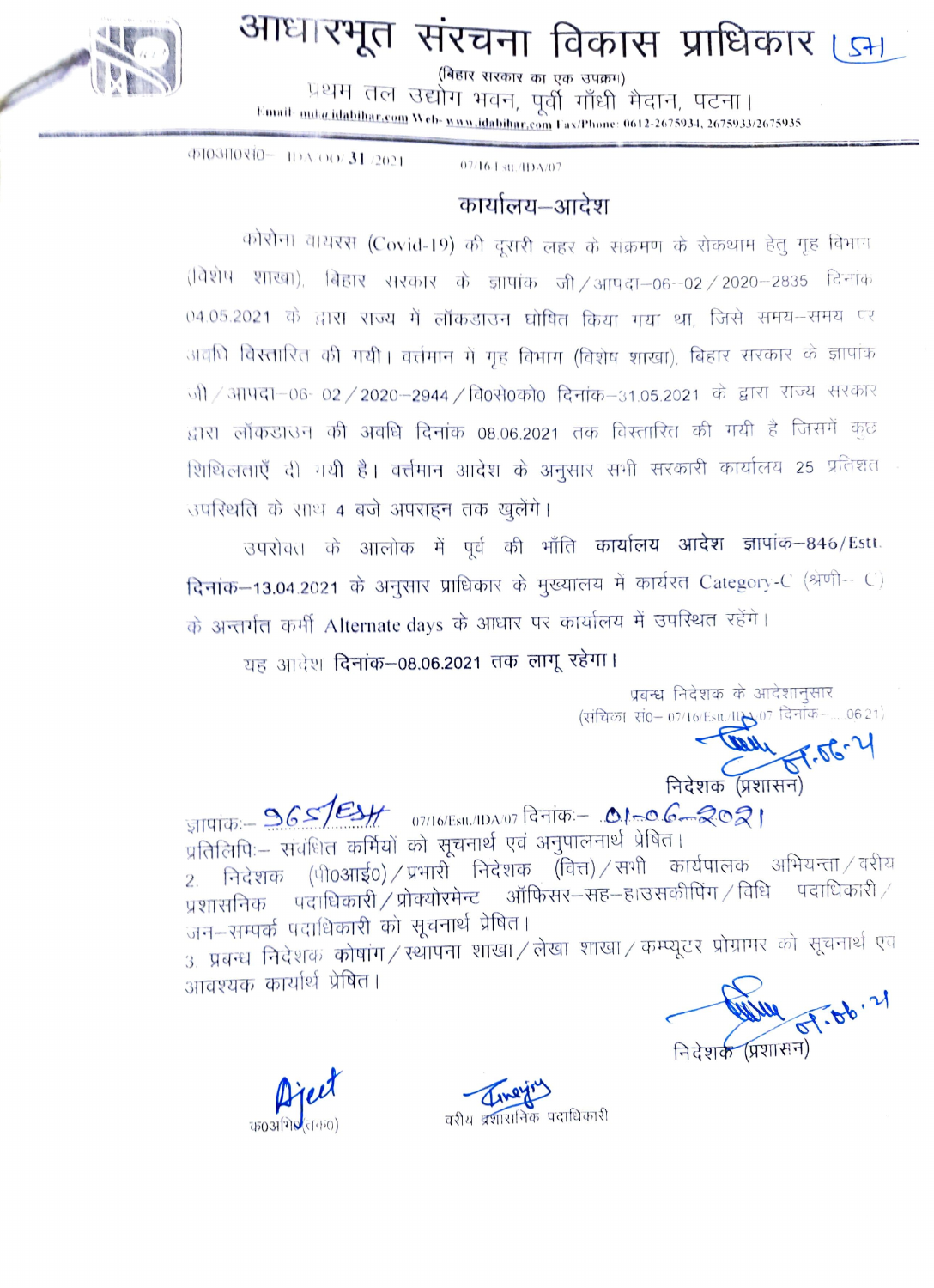# आधारभूत संरचना विकास प्राधिकार

(बिहार सरकार का एक उपक्रम)

प्रथम तल उद्योग भवन, पूर्वी गाँधी मैदान, पटना।

Email- md@idabihar.com Web- www.idabihar.com Fax/Phone: 0612-2675934, 2675933/2675935

का0आ0सं0– IDA/OO/ 31 /2021 07/16 Estt./IDA/07

## कार्यालय–आदेश

कोरोना वायरस (Covid-19) की दूसरी लहर के संक्रमण के रोकथाम हेतु गृह विभाग (विशेष शाखा), बिहार सरकार के ज्ञापांक जी/आपदा–06–02/2020–2835 दिनांक 04.05.2021 के द्वारा राज्य में लॉकडाउन घोषित किया गया था, जिसे समय–समय पर अवधि विस्तारित की गयी। वर्तमान मे गृह विभाग (विशेष शाखा), बिहार सरकार के ज्ञापांक जी/आपदा–06–02/2020–2944/वि0स0को0 दिनांक–31.05.2021 के द्वारा राज्य सरकार द्वारा लॉकडाउन की अवधि दिनांक 08.06.2021 तक विस्तारित की गयी है जिसमें कुछ शिथिलताएँ दी गयी है। वर्तमान आदेश के अनुसार सभी सरकारी कार्यालय 25 प्रतिशत उपस्थिति के साथ 4 बजे अपराह्न तक खुलेंगे।

उपरोक्त के आलोक में पूर्व की भाँति **कार्यालय आदेश ज्ञापांक–846/Estt. दिनांक–13.04.2021** के अनुसार प्राधिकार के मुख्यालय में कार्यरत Category-C (श्रेणी– C) के अन्तर्गत कर्मी Alternate days के आधार पर कार्यालय में उपस्थित रहेंगे।

यह आदेश **दिनांक–08.06.2021 तक लागू रहेगा।**

प्रबन्ध निदेशक के आदेशानुसार
(संचिका सं0– 07/16/Estt./IDA/07 दिनांक–...06.21)

(हस्ताक्षर) 01.06.21
निदेशक (प्रशासन)

ज्ञापांक:– 965/Estt. 07/16/Estt./IDA/07 दिनांक:– 01–06–2021

प्रतिलिपि:– संबंधित कर्मियों को सूचनार्थ एवं अनुपालनार्थ प्रेषित।

2. निदेशक (पी0आई0)/प्रभारी निदेशक (वित्त)/सभी कार्यपालक अभियन्ता/वरीय प्रशासनिक पदाधिकारी/प्रोक्योरमेन्ट ऑफिसर–सह–हाउसकीपिंग/विधि पदाधिकारी/जन–सम्पर्क पदाधिकारी को सूचनार्थ प्रेषित।

3. प्रबन्ध निदेशक कोषांग/स्थापना शाखा/लेखा शाखा/कम्प्यूटर प्रोग्रामर को सूचनार्थ एवं आवश्यक कार्यार्थ प्रेषित।

(हस्ताक्षर) 01.06.21
निदेशक (प्रशासन)

(हस्ताक्षर) Ajeet
क0अभि0(तक0)

(हस्ताक्षर)
वरीय प्रशासनिक पदाधिकारी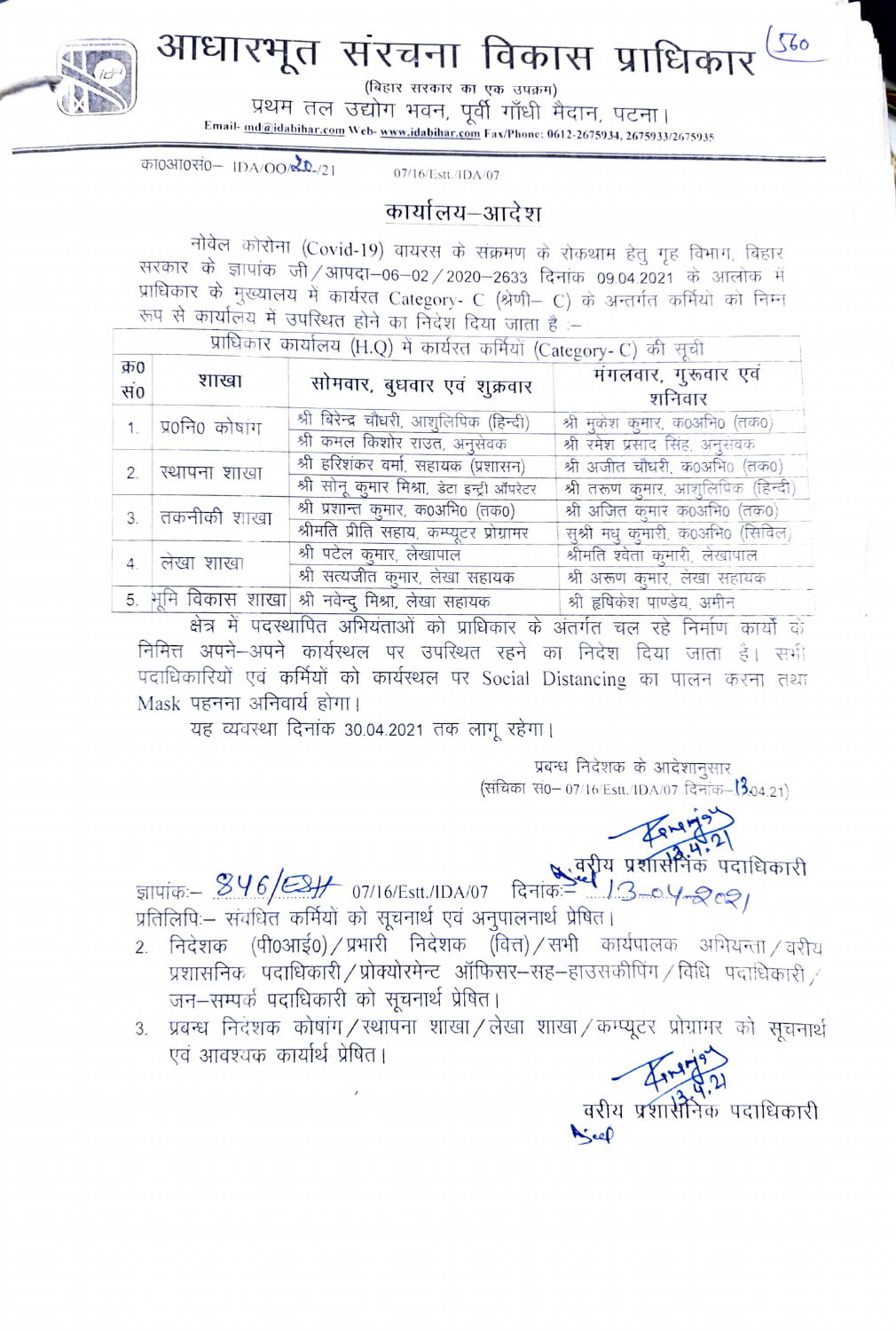# आधारभूत संरचना विकास प्राधिकार

(बिहार सरकार का एक उपक्रम)

प्रथम तल उद्योग भवन, पूर्वी गाँधी मैदान, पटना।

Email- md@idabihar.com Web- www.idabihar.com Fax/Phone: 0612-2675934, 2675933/2675935

(560)

का0आ0सं0– IDA/OO/20-/21 07/16/Estt./IDA/07

## कार्यालय–आदेश

नोवेल कोरोना (Covid-19) वायरस के संक्रमण के रोकथाम हेतु गृह विभाग, बिहार सरकार के ज्ञापांक जी/आपदा–06–02/2020–2633 दिनांक 09.04.2021 के आलोक में प्राधिकार के मुख्यालय में कार्यरत Category- C (श्रेणी– C) के अन्तर्गत कर्मियों को निम्न रूप से कार्यालय में उपस्थित होने का निदेश दिया जाता है :–

प्राधिकार कार्यालय (H.Q) में कार्यरत कर्मियों (Category- C) की सूची

| क्र0 सं0 | शाखा | सोमवार, बुधवार एवं शुक्रवार | मंगलवार, गुरूवार एवं शनिवार |
|---|---|---|---|
| 1. | प्र0नि0 कोषांग | श्री बिरेन्द्र चौधरी, आशुलिपिक (हिन्दी) | श्री मुकेश कुमार, क0अभि0 (तक0) |
| | | श्री कमल किशोर राउत, अनुसेवक | श्री रमेश प्रसाद सिंह, अनुसेवक |
| 2. | स्थापना शाखा | श्री हरिशंकर वर्मा, सहायक (प्रशासन) | श्री अजीत चौधरी, क0अभि0 (तक0) |
| | | श्री सोनू कुमार मिश्रा, डेटा इन्ट्री ऑपरेटर | श्री तरूण कुमार, आशुलिपिक (हिन्दी) |
| 3. | तकनीकी शाखा | श्री प्रशान्त कुमार, क0अभि0 (तक0) | श्री अजित कुमार क0अभि0 (तक0) |
| | | श्रीमति प्रीति सहाय, कम्प्यूटर प्रोग्रामर | सुश्री मधु कुमारी, क0अभि0 (सिविल) |
| 4. | लेखा शाखा | श्री पटेल कुमार, लेखापाल | श्रीमति श्वेता कुमारी, लेखापाल |
| | | श्री सत्यजीत कुमार, लेखा सहायक | श्री अरूण कुमार, लेखा सहायक |
| 5. | भूमि विकास शाखा | श्री नवेन्दु मिश्रा, लेखा सहायक | श्री ह्रषिकेश पाण्डेय, अमीन |

क्षेत्र में पदस्थापित अभियंताओं को प्राधिकार के अंतर्गत चल रहे निर्माण कार्यो के निमित्त अपने–अपने कार्यस्थल पर उपस्थित रहने का निदेश दिया जाता है। सभी पदाधिकारियों एवं कर्मियों को कार्यस्थल पर Social Distancing का पालन करना तथा Mask पहनना अनिवार्य होगा।

यह व्यवस्था दिनांक 30.04.2021 तक लागू रहेगा।

प्रबन्ध निदेशक के आदेशानुसार

(संचिका सं0– 07/16/Estt./IDA/07 दिनांक–13.04.21)

13.4.21

वरीय प्रशासनिक पदाधिकारी

ज्ञापांकः– 846/Estt 07/16/Estt./IDA/07 दिनांकः– 13-04-2021

प्रतिलिपिः– संबंधित कर्मियों को सूचनार्थ एवं अनुपालनार्थ प्रेषित।

2. निदेशक (पी0आई0)/प्रभारी निदेशक (वित्त)/सभी कार्यपालक अभियन्ता/वरीय प्रशासनिक पदाधिकारी/प्रोक्योरमेन्ट ऑफिसर–सह–हाउसकीपिंग/विधि पदाधिकारी/जन–सम्पर्क पदाधिकारी को सूचनार्थ प्रेषित।
3. प्रबन्ध निदेशक कोषांग/स्थापना शाखा/लेखा शाखा/कम्प्यूटर प्रोग्रामर को सूचनार्थ एवं आवश्यक कार्यार्थ प्रेषित।

13.4.21

वरीय प्रशासनिक पदाधिकारी